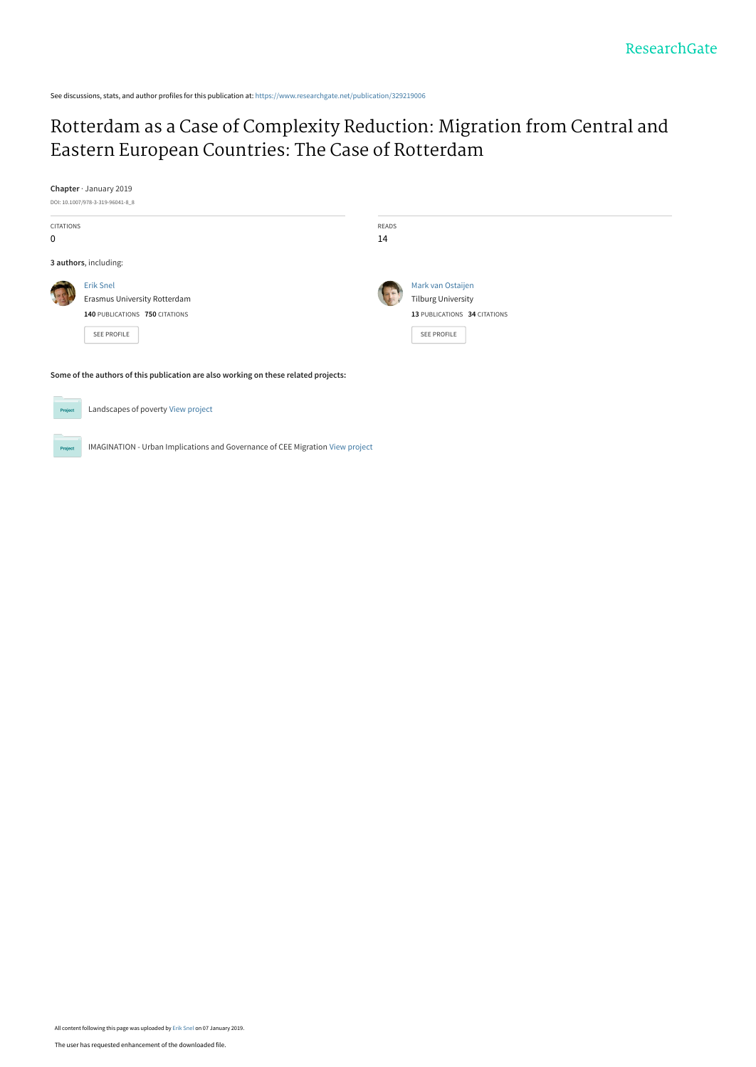See discussions, stats, and author profiles for this publication at: https://www.researchgate.net/publication/329219006

# Rotterdam as a Case of Complexity Reduction: Migration from Central and Eastern European Countries: The Case of Rotterdam

**Chapter** · January 2019

DOI: 10.1007/978-3-319-96041-8_8

| CITATIONS | READS |
| --- | --- |
| 0 | 14 |

**3 authors**, including:

Erik Snel
Erasmus University Rotterdam
**140** PUBLICATIONS **750** CITATIONS
SEE PROFILE

Mark van Ostaijen
Tilburg University
**13** PUBLICATIONS **34** CITATIONS
SEE PROFILE

**Some of the authors of this publication are also working on these related projects:**

Landscapes of poverty View project

IMAGINATION - Urban Implications and Governance of CEE Migration View project

All content following this page was uploaded by Erik Snel on 07 January 2019.

The user has requested enhancement of the downloaded file.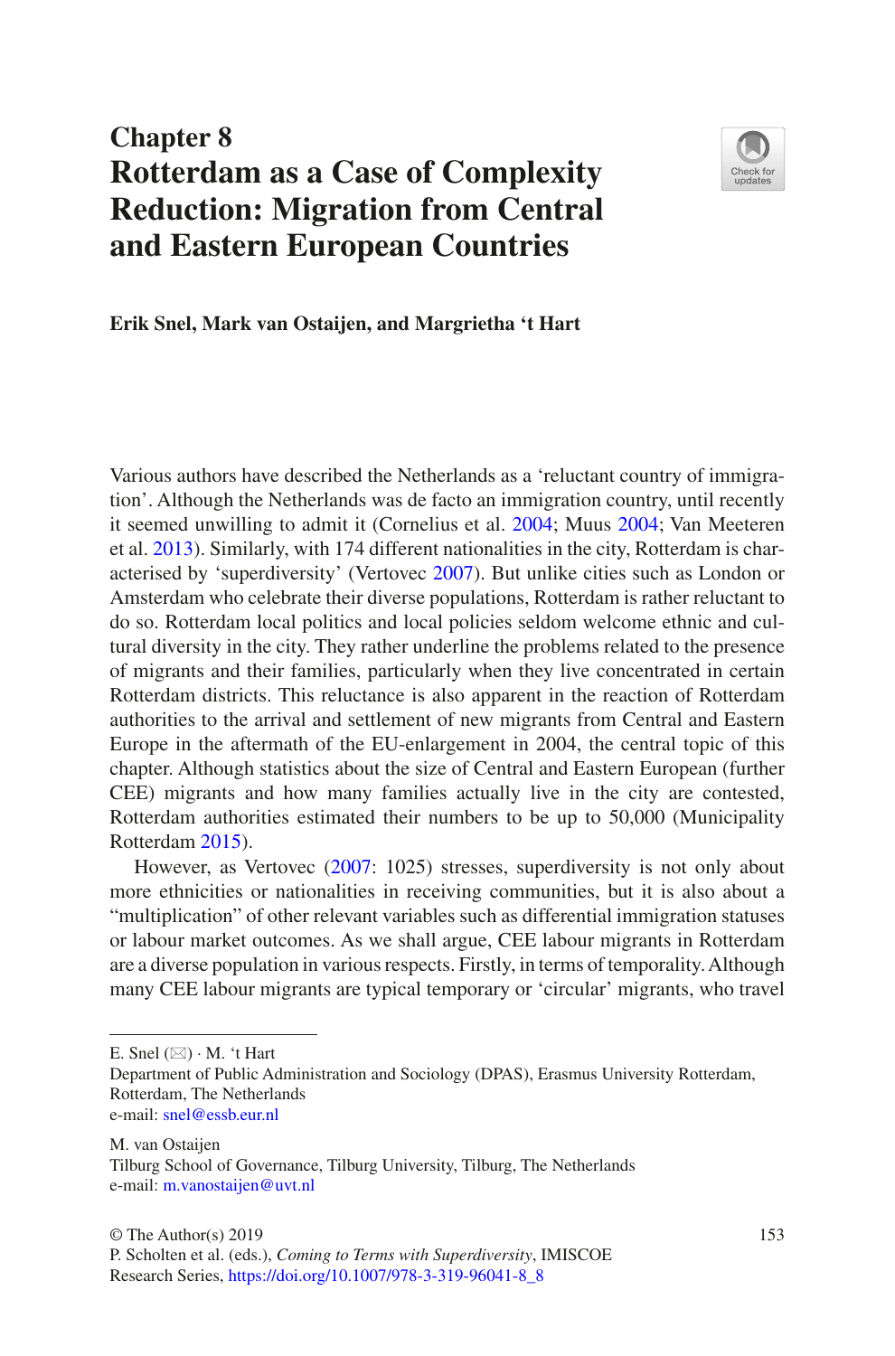# Chapter 8
# Rotterdam as a Case of Complexity Reduction: Migration from Central and Eastern European Countries

**Erik Snel, Mark van Ostaijen, and Margrietha 't Hart**

Various authors have described the Netherlands as a 'reluctant country of immigration'. Although the Netherlands was de facto an immigration country, until recently it seemed unwilling to admit it (Cornelius et al. 2004; Muus 2004; Van Meeteren et al. 2013). Similarly, with 174 different nationalities in the city, Rotterdam is characterised by 'superdiversity' (Vertovec 2007). But unlike cities such as London or Amsterdam who celebrate their diverse populations, Rotterdam is rather reluctant to do so. Rotterdam local politics and local policies seldom welcome ethnic and cultural diversity in the city. They rather underline the problems related to the presence of migrants and their families, particularly when they live concentrated in certain Rotterdam districts. This reluctance is also apparent in the reaction of Rotterdam authorities to the arrival and settlement of new migrants from Central and Eastern Europe in the aftermath of the EU-enlargement in 2004, the central topic of this chapter. Although statistics about the size of Central and Eastern European (further CEE) migrants and how many families actually live in the city are contested, Rotterdam authorities estimated their numbers to be up to 50,000 (Municipality Rotterdam 2015).

However, as Vertovec (2007: 1025) stresses, superdiversity is not only about more ethnicities or nationalities in receiving communities, but it is also about a "multiplication" of other relevant variables such as differential immigration statuses or labour market outcomes. As we shall argue, CEE labour migrants in Rotterdam are a diverse population in various respects. Firstly, in terms of temporality. Although many CEE labour migrants are typical temporary or 'circular' migrants, who travel

---

E. Snel (✉) · M. 't Hart
Department of Public Administration and Sociology (DPAS), Erasmus University Rotterdam, Rotterdam, The Netherlands
e-mail: snel@essb.eur.nl

M. van Ostaijen
Tilburg School of Governance, Tilburg University, Tilburg, The Netherlands
e-mail: m.vanostaijen@uvt.nl

© The Author(s) 2019
P. Scholten et al. (eds.), *Coming to Terms with Superdiversity*, IMISCOE Research Series, https://doi.org/10.1007/978-3-319-96041-8_8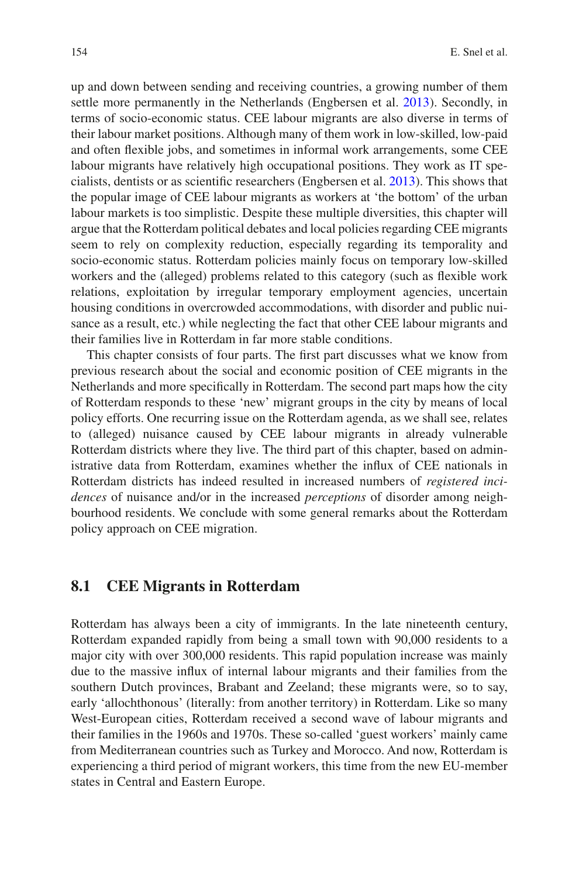up and down between sending and receiving countries, a growing number of them settle more permanently in the Netherlands (Engbersen et al. 2013). Secondly, in terms of socio-economic status. CEE labour migrants are also diverse in terms of their labour market positions. Although many of them work in low-skilled, low-paid and often flexible jobs, and sometimes in informal work arrangements, some CEE labour migrants have relatively high occupational positions. They work as IT specialists, dentists or as scientific researchers (Engbersen et al. 2013). This shows that the popular image of CEE labour migrants as workers at 'the bottom' of the urban labour markets is too simplistic. Despite these multiple diversities, this chapter will argue that the Rotterdam political debates and local policies regarding CEE migrants seem to rely on complexity reduction, especially regarding its temporality and socio-economic status. Rotterdam policies mainly focus on temporary low-skilled workers and the (alleged) problems related to this category (such as flexible work relations, exploitation by irregular temporary employment agencies, uncertain housing conditions in overcrowded accommodations, with disorder and public nuisance as a result, etc.) while neglecting the fact that other CEE labour migrants and their families live in Rotterdam in far more stable conditions.

This chapter consists of four parts. The first part discusses what we know from previous research about the social and economic position of CEE migrants in the Netherlands and more specifically in Rotterdam. The second part maps how the city of Rotterdam responds to these 'new' migrant groups in the city by means of local policy efforts. One recurring issue on the Rotterdam agenda, as we shall see, relates to (alleged) nuisance caused by CEE labour migrants in already vulnerable Rotterdam districts where they live. The third part of this chapter, based on administrative data from Rotterdam, examines whether the influx of CEE nationals in Rotterdam districts has indeed resulted in increased numbers of *registered incidences* of nuisance and/or in the increased *perceptions* of disorder among neighbourhood residents. We conclude with some general remarks about the Rotterdam policy approach on CEE migration.

## 8.1 CEE Migrants in Rotterdam

Rotterdam has always been a city of immigrants. In the late nineteenth century, Rotterdam expanded rapidly from being a small town with 90,000 residents to a major city with over 300,000 residents. This rapid population increase was mainly due to the massive influx of internal labour migrants and their families from the southern Dutch provinces, Brabant and Zeeland; these migrants were, so to say, early 'allochthonous' (literally: from another territory) in Rotterdam. Like so many West-European cities, Rotterdam received a second wave of labour migrants and their families in the 1960s and 1970s. These so-called 'guest workers' mainly came from Mediterranean countries such as Turkey and Morocco. And now, Rotterdam is experiencing a third period of migrant workers, this time from the new EU-member states in Central and Eastern Europe.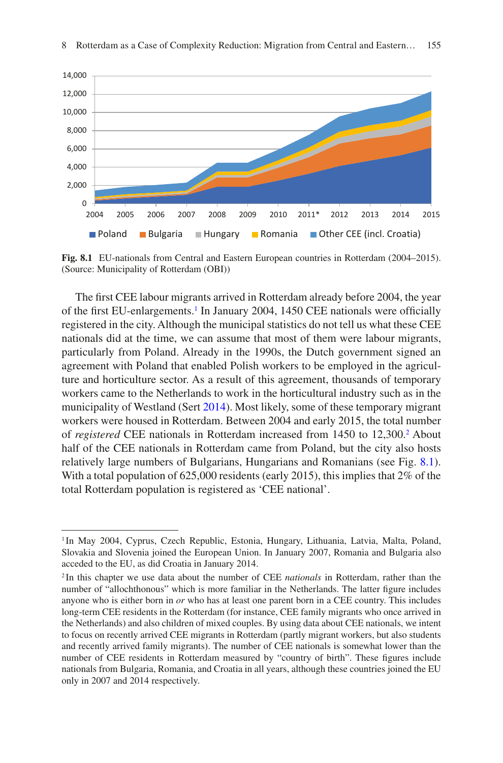**Fig. 8.1** EU-nationals from Central and Eastern European countries in Rotterdam (2004–2015). (Source: Municipality of Rotterdam (OBI))

The first CEE labour migrants arrived in Rotterdam already before 2004, the year of the first EU-enlargements.[1] In January 2004, 1450 CEE nationals were officially registered in the city. Although the municipal statistics do not tell us what these CEE nationals did at the time, we can assume that most of them were labour migrants, particularly from Poland. Already in the 1990s, the Dutch government signed an agreement with Poland that enabled Polish workers to be employed in the agriculture and horticulture sector. As a result of this agreement, thousands of temporary workers came to the Netherlands to work in the horticultural industry such as in the municipality of Westland (Sert 2014). Most likely, some of these temporary migrant workers were housed in Rotterdam. Between 2004 and early 2015, the total number of *registered* CEE nationals in Rotterdam increased from 1450 to 12,300.[2] About half of the CEE nationals in Rotterdam came from Poland, but the city also hosts relatively large numbers of Bulgarians, Hungarians and Romanians (see Fig. 8.1). With a total population of 625,000 residents (early 2015), this implies that 2% of the total Rotterdam population is registered as 'CEE national'.

---

[1] In May 2004, Cyprus, Czech Republic, Estonia, Hungary, Lithuania, Latvia, Malta, Poland, Slovakia and Slovenia joined the European Union. In January 2007, Romania and Bulgaria also acceded to the EU, as did Croatia in January 2014.

[2] In this chapter we use data about the number of CEE *nationals* in Rotterdam, rather than the number of "allochthonous" which is more familiar in the Netherlands. The latter figure includes anyone who is either born in *or* who has at least one parent born in a CEE country. This includes long-term CEE residents in the Rotterdam (for instance, CEE family migrants who once arrived in the Netherlands) and also children of mixed couples. By using data about CEE nationals, we intent to focus on recently arrived CEE migrants in Rotterdam (partly migrant workers, but also students and recently arrived family migrants). The number of CEE nationals is somewhat lower than the number of CEE residents in Rotterdam measured by "country of birth". These figures include nationals from Bulgaria, Romania, and Croatia in all years, although these countries joined the EU only in 2007 and 2014 respectively.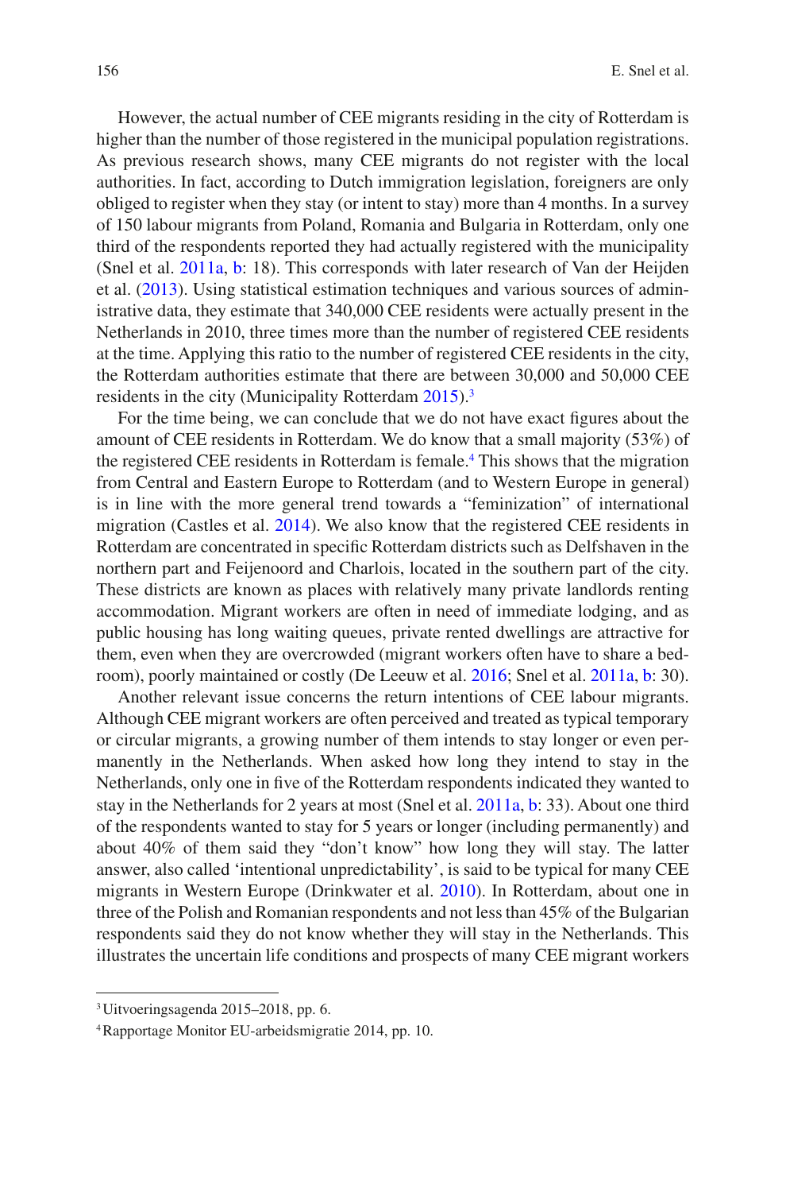However, the actual number of CEE migrants residing in the city of Rotterdam is higher than the number of those registered in the municipal population registrations. As previous research shows, many CEE migrants do not register with the local authorities. In fact, according to Dutch immigration legislation, foreigners are only obliged to register when they stay (or intent to stay) more than 4 months. In a survey of 150 labour migrants from Poland, Romania and Bulgaria in Rotterdam, only one third of the respondents reported they had actually registered with the municipality (Snel et al. 2011a, b: 18). This corresponds with later research of Van der Heijden et al. (2013). Using statistical estimation techniques and various sources of administrative data, they estimate that 340,000 CEE residents were actually present in the Netherlands in 2010, three times more than the number of registered CEE residents at the time. Applying this ratio to the number of registered CEE residents in the city, the Rotterdam authorities estimate that there are between 30,000 and 50,000 CEE residents in the city (Municipality Rotterdam 2015).[3]

For the time being, we can conclude that we do not have exact figures about the amount of CEE residents in Rotterdam. We do know that a small majority (53%) of the registered CEE residents in Rotterdam is female.[4] This shows that the migration from Central and Eastern Europe to Rotterdam (and to Western Europe in general) is in line with the more general trend towards a "feminization" of international migration (Castles et al. 2014). We also know that the registered CEE residents in Rotterdam are concentrated in specific Rotterdam districts such as Delfshaven in the northern part and Feijenoord and Charlois, located in the southern part of the city. These districts are known as places with relatively many private landlords renting accommodation. Migrant workers are often in need of immediate lodging, and as public housing has long waiting queues, private rented dwellings are attractive for them, even when they are overcrowded (migrant workers often have to share a bedroom), poorly maintained or costly (De Leeuw et al. 2016; Snel et al. 2011a, b: 30).

Another relevant issue concerns the return intentions of CEE labour migrants. Although CEE migrant workers are often perceived and treated as typical temporary or circular migrants, a growing number of them intends to stay longer or even permanently in the Netherlands. When asked how long they intend to stay in the Netherlands, only one in five of the Rotterdam respondents indicated they wanted to stay in the Netherlands for 2 years at most (Snel et al. 2011a, b: 33). About one third of the respondents wanted to stay for 5 years or longer (including permanently) and about 40% of them said they "don't know" how long they will stay. The latter answer, also called 'intentional unpredictability', is said to be typical for many CEE migrants in Western Europe (Drinkwater et al. 2010). In Rotterdam, about one in three of the Polish and Romanian respondents and not less than 45% of the Bulgarian respondents said they do not know whether they will stay in the Netherlands. This illustrates the uncertain life conditions and prospects of many CEE migrant workers

[3] Uitvoeringsagenda 2015–2018, pp. 6.

[4] Rapportage Monitor EU-arbeidsmigratie 2014, pp. 10.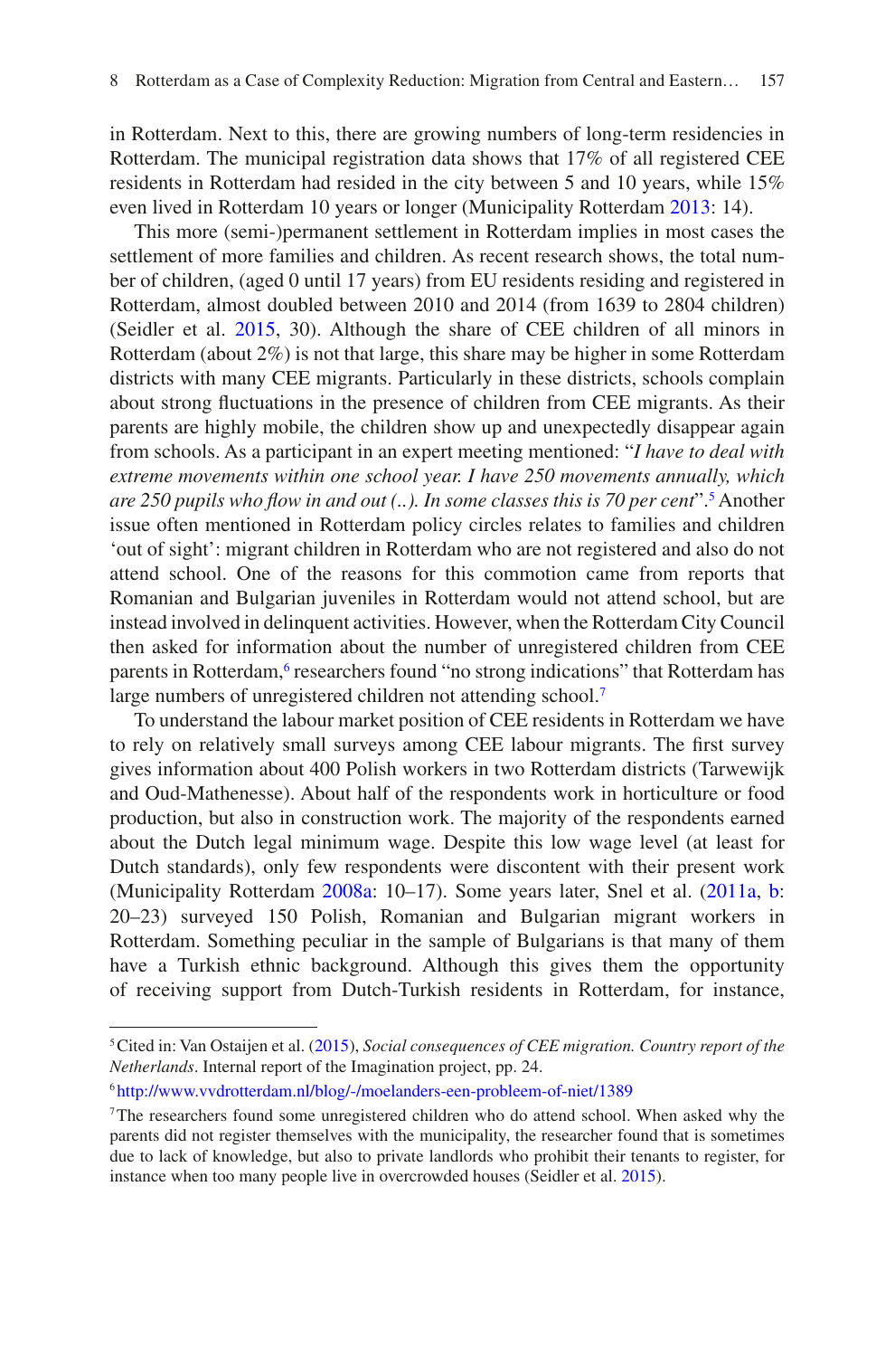in Rotterdam. Next to this, there are growing numbers of long-term residencies in Rotterdam. The municipal registration data shows that 17% of all registered CEE residents in Rotterdam had resided in the city between 5 and 10 years, while 15% even lived in Rotterdam 10 years or longer (Municipality Rotterdam 2013: 14).

This more (semi-)permanent settlement in Rotterdam implies in most cases the settlement of more families and children. As recent research shows, the total number of children, (aged 0 until 17 years) from EU residents residing and registered in Rotterdam, almost doubled between 2010 and 2014 (from 1639 to 2804 children) (Seidler et al. 2015, 30). Although the share of CEE children of all minors in Rotterdam (about 2%) is not that large, this share may be higher in some Rotterdam districts with many CEE migrants. Particularly in these districts, schools complain about strong fluctuations in the presence of children from CEE migrants. As their parents are highly mobile, the children show up and unexpectedly disappear again from schools. As a participant in an expert meeting mentioned: "*I have to deal with extreme movements within one school year. I have 250 movements annually, which are 250 pupils who flow in and out (..). In some classes this is 70 per cent*".[5] Another issue often mentioned in Rotterdam policy circles relates to families and children 'out of sight': migrant children in Rotterdam who are not registered and also do not attend school. One of the reasons for this commotion came from reports that Romanian and Bulgarian juveniles in Rotterdam would not attend school, but are instead involved in delinquent activities. However, when the Rotterdam City Council then asked for information about the number of unregistered children from CEE parents in Rotterdam,[6] researchers found "no strong indications" that Rotterdam has large numbers of unregistered children not attending school.[7]

To understand the labour market position of CEE residents in Rotterdam we have to rely on relatively small surveys among CEE labour migrants. The first survey gives information about 400 Polish workers in two Rotterdam districts (Tarwewijk and Oud-Mathenesse). About half of the respondents work in horticulture or food production, but also in construction work. The majority of the respondents earned about the Dutch legal minimum wage. Despite this low wage level (at least for Dutch standards), only few respondents were discontent with their present work (Municipality Rotterdam 2008a: 10–17). Some years later, Snel et al. (2011a, b: 20–23) surveyed 150 Polish, Romanian and Bulgarian migrant workers in Rotterdam. Something peculiar in the sample of Bulgarians is that many of them have a Turkish ethnic background. Although this gives them the opportunity of receiving support from Dutch-Turkish residents in Rotterdam, for instance,

---

[5] Cited in: Van Ostaijen et al. (2015), *Social consequences of CEE migration. Country report of the Netherlands*. Internal report of the Imagination project, pp. 24.

[6] http://www.vvdrotterdam.nl/blog/-/moelanders-een-probleem-of-niet/1389

[7] The researchers found some unregistered children who do attend school. When asked why the parents did not register themselves with the municipality, the researcher found that is sometimes due to lack of knowledge, but also to private landlords who prohibit their tenants to register, for instance when too many people live in overcrowded houses (Seidler et al. 2015).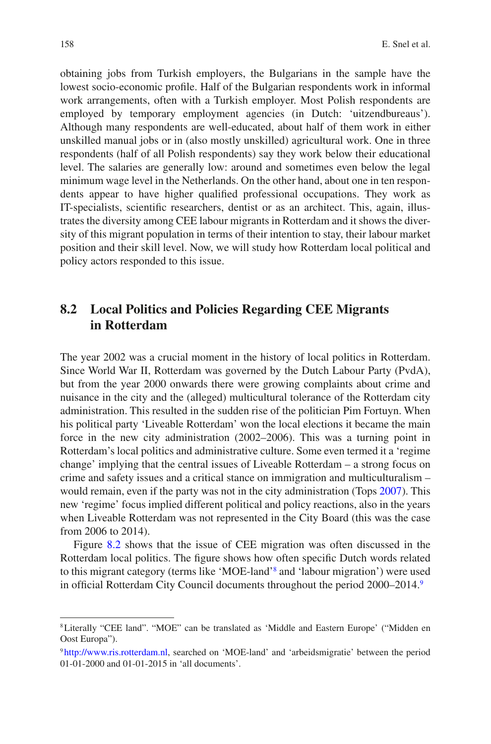obtaining jobs from Turkish employers, the Bulgarians in the sample have the lowest socio-economic profile. Half of the Bulgarian respondents work in informal work arrangements, often with a Turkish employer. Most Polish respondents are employed by temporary employment agencies (in Dutch: 'uitzendbureaus'). Although many respondents are well-educated, about half of them work in either unskilled manual jobs or in (also mostly unskilled) agricultural work. One in three respondents (half of all Polish respondents) say they work below their educational level. The salaries are generally low: around and sometimes even below the legal minimum wage level in the Netherlands. On the other hand, about one in ten respondents appear to have higher qualified professional occupations. They work as IT-specialists, scientific researchers, dentist or as an architect. This, again, illustrates the diversity among CEE labour migrants in Rotterdam and it shows the diversity of this migrant population in terms of their intention to stay, their labour market position and their skill level. Now, we will study how Rotterdam local political and policy actors responded to this issue.

## 8.2 Local Politics and Policies Regarding CEE Migrants in Rotterdam

The year 2002 was a crucial moment in the history of local politics in Rotterdam. Since World War II, Rotterdam was governed by the Dutch Labour Party (PvdA), but from the year 2000 onwards there were growing complaints about crime and nuisance in the city and the (alleged) multicultural tolerance of the Rotterdam city administration. This resulted in the sudden rise of the politician Pim Fortuyn. When his political party 'Liveable Rotterdam' won the local elections it became the main force in the new city administration (2002–2006). This was a turning point in Rotterdam's local politics and administrative culture. Some even termed it a 'regime change' implying that the central issues of Liveable Rotterdam – a strong focus on crime and safety issues and a critical stance on immigration and multiculturalism – would remain, even if the party was not in the city administration (Tops 2007). This new 'regime' focus implied different political and policy reactions, also in the years when Liveable Rotterdam was not represented in the City Board (this was the case from 2006 to 2014).

Figure 8.2 shows that the issue of CEE migration was often discussed in the Rotterdam local politics. The figure shows how often specific Dutch words related to this migrant category (terms like 'MOE-land'[8] and 'labour migration') were used in official Rotterdam City Council documents throughout the period 2000–2014.[9]

---

[8] Literally "CEE land". "MOE" can be translated as 'Middle and Eastern Europe' ("Midden en Oost Europa").

[9] http://www.ris.rotterdam.nl, searched on 'MOE-land' and 'arbeidsmigratie' between the period 01-01-2000 and 01-01-2015 in 'all documents'.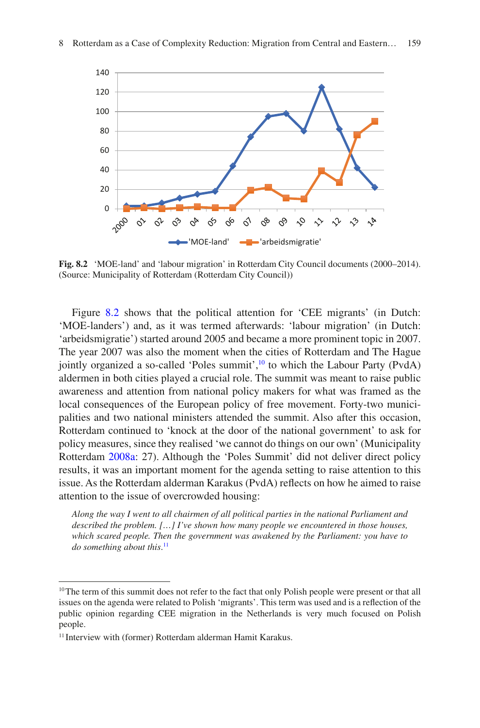**Fig. 8.2** 'MOE-land' and 'labour migration' in Rotterdam City Council documents (2000–2014). (Source: Municipality of Rotterdam (Rotterdam City Council))

Figure 8.2 shows that the political attention for 'CEE migrants' (in Dutch: 'MOE-landers') and, as it was termed afterwards: 'labour migration' (in Dutch: 'arbeidsmigratie') started around 2005 and became a more prominent topic in 2007. The year 2007 was also the moment when the cities of Rotterdam and The Hague jointly organized a so-called 'Poles summit',[10] to which the Labour Party (PvdA) aldermen in both cities played a crucial role. The summit was meant to raise public awareness and attention from national policy makers for what was framed as the local consequences of the European policy of free movement. Forty-two municipalities and two national ministers attended the summit. Also after this occasion, Rotterdam continued to 'knock at the door of the national government' to ask for policy measures, since they realised 'we cannot do things on our own' (Municipality Rotterdam 2008a: 27). Although the 'Poles Summit' did not deliver direct policy results, it was an important moment for the agenda setting to raise attention to this issue. As the Rotterdam alderman Karakus (PvdA) reflects on how he aimed to raise attention to the issue of overcrowded housing:

> *Along the way I went to all chairmen of all political parties in the national Parliament and described the problem. […] I've shown how many people we encountered in those houses, which scared people. Then the government was awakened by the Parliament: you have to do something about this.*[11]

---

[10] The term of this summit does not refer to the fact that only Polish people were present or that all issues on the agenda were related to Polish 'migrants'. This term was used and is a reflection of the public opinion regarding CEE migration in the Netherlands is very much focused on Polish people.

[11] Interview with (former) Rotterdam alderman Hamit Karakus.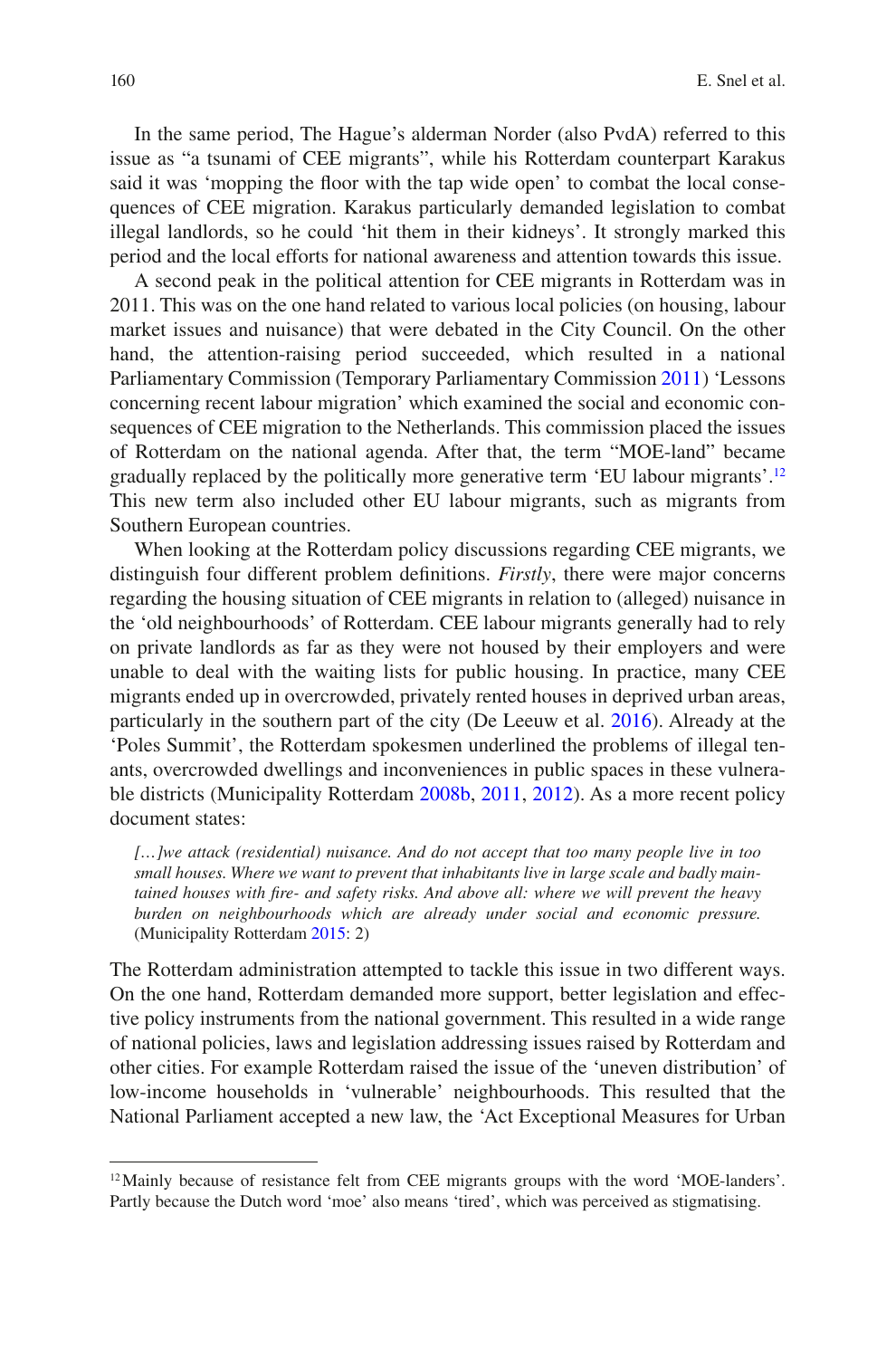In the same period, The Hague's alderman Norder (also PvdA) referred to this issue as "a tsunami of CEE migrants", while his Rotterdam counterpart Karakus said it was 'mopping the floor with the tap wide open' to combat the local consequences of CEE migration. Karakus particularly demanded legislation to combat illegal landlords, so he could 'hit them in their kidneys'. It strongly marked this period and the local efforts for national awareness and attention towards this issue.

A second peak in the political attention for CEE migrants in Rotterdam was in 2011. This was on the one hand related to various local policies (on housing, labour market issues and nuisance) that were debated in the City Council. On the other hand, the attention-raising period succeeded, which resulted in a national Parliamentary Commission (Temporary Parliamentary Commission 2011) 'Lessons concerning recent labour migration' which examined the social and economic consequences of CEE migration to the Netherlands. This commission placed the issues of Rotterdam on the national agenda. After that, the term "MOE-land" became gradually replaced by the politically more generative term 'EU labour migrants'.[12] This new term also included other EU labour migrants, such as migrants from Southern European countries.

When looking at the Rotterdam policy discussions regarding CEE migrants, we distinguish four different problem definitions. *Firstly*, there were major concerns regarding the housing situation of CEE migrants in relation to (alleged) nuisance in the 'old neighbourhoods' of Rotterdam. CEE labour migrants generally had to rely on private landlords as far as they were not housed by their employers and were unable to deal with the waiting lists for public housing. In practice, many CEE migrants ended up in overcrowded, privately rented houses in deprived urban areas, particularly in the southern part of the city (De Leeuw et al. 2016). Already at the 'Poles Summit', the Rotterdam spokesmen underlined the problems of illegal tenants, overcrowded dwellings and inconveniences in public spaces in these vulnerable districts (Municipality Rotterdam 2008b, 2011, 2012). As a more recent policy document states:

> *[…]we attack (residential) nuisance. And do not accept that too many people live in too small houses. Where we want to prevent that inhabitants live in large scale and badly maintained houses with fire- and safety risks. And above all: where we will prevent the heavy burden on neighbourhoods which are already under social and economic pressure.* (Municipality Rotterdam 2015: 2)

The Rotterdam administration attempted to tackle this issue in two different ways. On the one hand, Rotterdam demanded more support, better legislation and effective policy instruments from the national government. This resulted in a wide range of national policies, laws and legislation addressing issues raised by Rotterdam and other cities. For example Rotterdam raised the issue of the 'uneven distribution' of low-income households in 'vulnerable' neighbourhoods. This resulted that the National Parliament accepted a new law, the 'Act Exceptional Measures for Urban

[12] Mainly because of resistance felt from CEE migrants groups with the word 'MOE-landers'. Partly because the Dutch word 'moe' also means 'tired', which was perceived as stigmatising.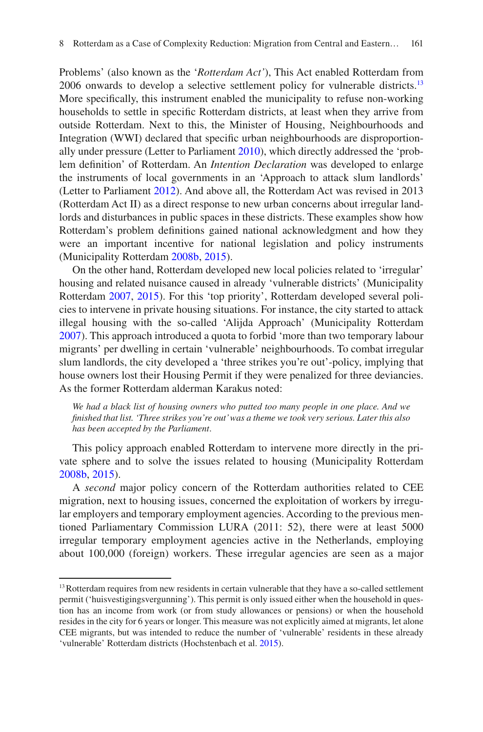Problems' (also known as the '*Rotterdam Act*'), This Act enabled Rotterdam from 2006 onwards to develop a selective settlement policy for vulnerable districts.[13] More specifically, this instrument enabled the municipality to refuse non-working households to settle in specific Rotterdam districts, at least when they arrive from outside Rotterdam. Next to this, the Minister of Housing, Neighbourhoods and Integration (WWI) declared that specific urban neighbourhoods are disproportionally under pressure (Letter to Parliament 2010), which directly addressed the 'problem definition' of Rotterdam. An *Intention Declaration* was developed to enlarge the instruments of local governments in an 'Approach to attack slum landlords' (Letter to Parliament 2012). And above all, the Rotterdam Act was revised in 2013 (Rotterdam Act II) as a direct response to new urban concerns about irregular landlords and disturbances in public spaces in these districts. These examples show how Rotterdam's problem definitions gained national acknowledgment and how they were an important incentive for national legislation and policy instruments (Municipality Rotterdam 2008b, 2015).

On the other hand, Rotterdam developed new local policies related to 'irregular' housing and related nuisance caused in already 'vulnerable districts' (Municipality Rotterdam 2007, 2015). For this 'top priority', Rotterdam developed several policies to intervene in private housing situations. For instance, the city started to attack illegal housing with the so-called 'Alijda Approach' (Municipality Rotterdam 2007). This approach introduced a quota to forbid 'more than two temporary labour migrants' per dwelling in certain 'vulnerable' neighbourhoods. To combat irregular slum landlords, the city developed a 'three strikes you're out'-policy, implying that house owners lost their Housing Permit if they were penalized for three deviancies. As the former Rotterdam alderman Karakus noted:

> *We had a black list of housing owners who putted too many people in one place. And we finished that list. 'Three strikes you're out' was a theme we took very serious. Later this also has been accepted by the Parliament.*

This policy approach enabled Rotterdam to intervene more directly in the private sphere and to solve the issues related to housing (Municipality Rotterdam 2008b, 2015).

A *second* major policy concern of the Rotterdam authorities related to CEE migration, next to housing issues, concerned the exploitation of workers by irregular employers and temporary employment agencies. According to the previous mentioned Parliamentary Commission LURA (2011: 52), there were at least 5000 irregular temporary employment agencies active in the Netherlands, employing about 100,000 (foreign) workers. These irregular agencies are seen as a major

[13] Rotterdam requires from new residents in certain vulnerable that they have a so-called settlement permit ('huisvestigingsvergunning'). This permit is only issued either when the household in question has an income from work (or from study allowances or pensions) or when the household resides in the city for 6 years or longer. This measure was not explicitly aimed at migrants, let alone CEE migrants, but was intended to reduce the number of 'vulnerable' residents in these already 'vulnerable' Rotterdam districts (Hochstenbach et al. 2015).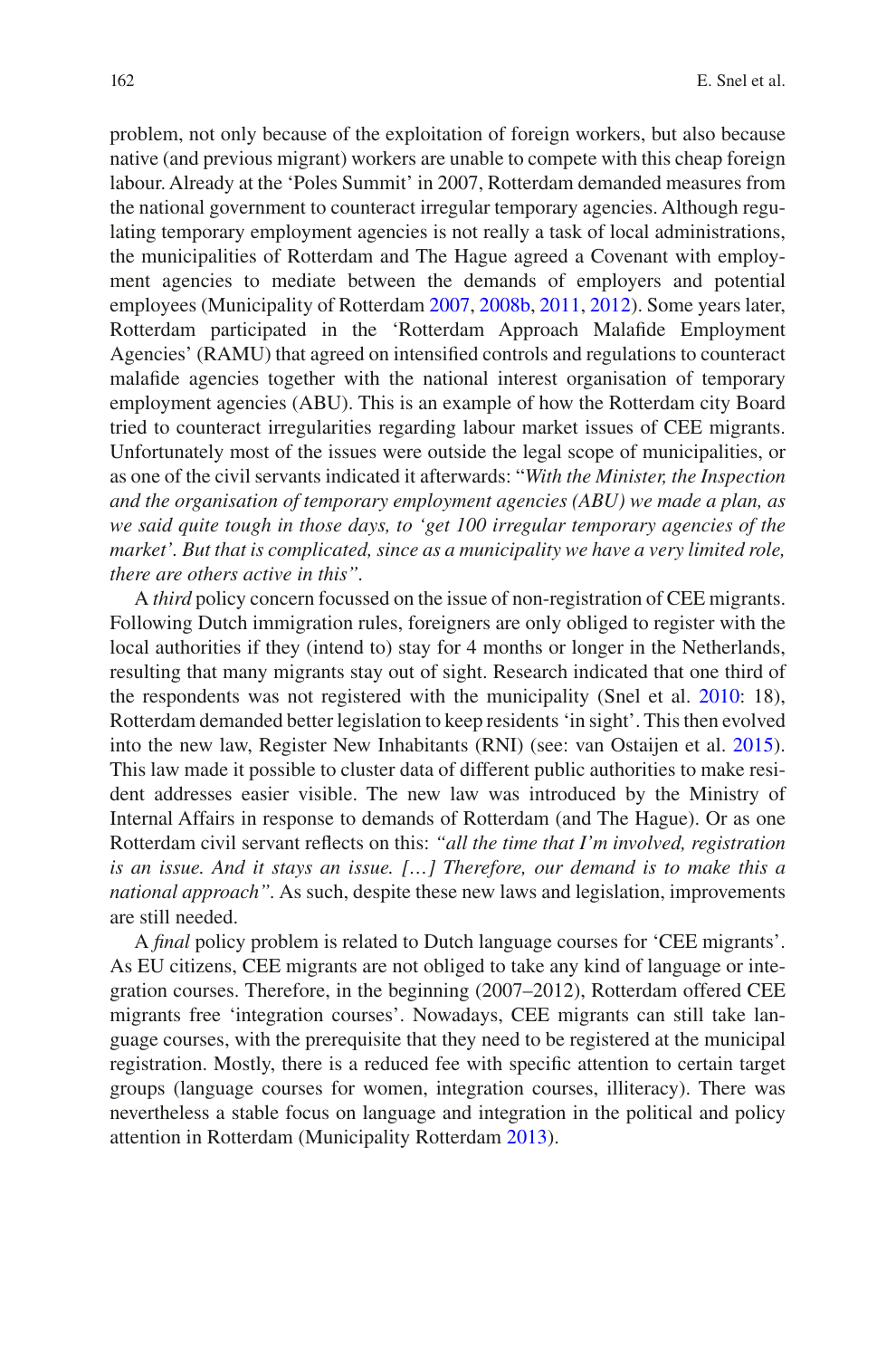problem, not only because of the exploitation of foreign workers, but also because native (and previous migrant) workers are unable to compete with this cheap foreign labour. Already at the 'Poles Summit' in 2007, Rotterdam demanded measures from the national government to counteract irregular temporary agencies. Although regulating temporary employment agencies is not really a task of local administrations, the municipalities of Rotterdam and The Hague agreed a Covenant with employment agencies to mediate between the demands of employers and potential employees (Municipality of Rotterdam 2007, 2008b, 2011, 2012). Some years later, Rotterdam participated in the 'Rotterdam Approach Malafide Employment Agencies' (RAMU) that agreed on intensified controls and regulations to counteract malafide agencies together with the national interest organisation of temporary employment agencies (ABU). This is an example of how the Rotterdam city Board tried to counteract irregularities regarding labour market issues of CEE migrants. Unfortunately most of the issues were outside the legal scope of municipalities, or as one of the civil servants indicated it afterwards: "*With the Minister, the Inspection and the organisation of temporary employment agencies (ABU) we made a plan, as we said quite tough in those days, to 'get 100 irregular temporary agencies of the market'. But that is complicated, since as a municipality we have a very limited role, there are others active in this*".

A *third* policy concern focussed on the issue of non-registration of CEE migrants. Following Dutch immigration rules, foreigners are only obliged to register with the local authorities if they (intend to) stay for 4 months or longer in the Netherlands, resulting that many migrants stay out of sight. Research indicated that one third of the respondents was not registered with the municipality (Snel et al. 2010: 18), Rotterdam demanded better legislation to keep residents 'in sight'. This then evolved into the new law, Register New Inhabitants (RNI) (see: van Ostaijen et al. 2015). This law made it possible to cluster data of different public authorities to make resident addresses easier visible. The new law was introduced by the Ministry of Internal Affairs in response to demands of Rotterdam (and The Hague). Or as one Rotterdam civil servant reflects on this: *"all the time that I'm involved, registration is an issue. And it stays an issue. […] Therefore, our demand is to make this a national approach"*. As such, despite these new laws and legislation, improvements are still needed.

A *final* policy problem is related to Dutch language courses for 'CEE migrants'. As EU citizens, CEE migrants are not obliged to take any kind of language or integration courses. Therefore, in the beginning (2007–2012), Rotterdam offered CEE migrants free 'integration courses'. Nowadays, CEE migrants can still take language courses, with the prerequisite that they need to be registered at the municipal registration. Mostly, there is a reduced fee with specific attention to certain target groups (language courses for women, integration courses, illiteracy). There was nevertheless a stable focus on language and integration in the political and policy attention in Rotterdam (Municipality Rotterdam 2013).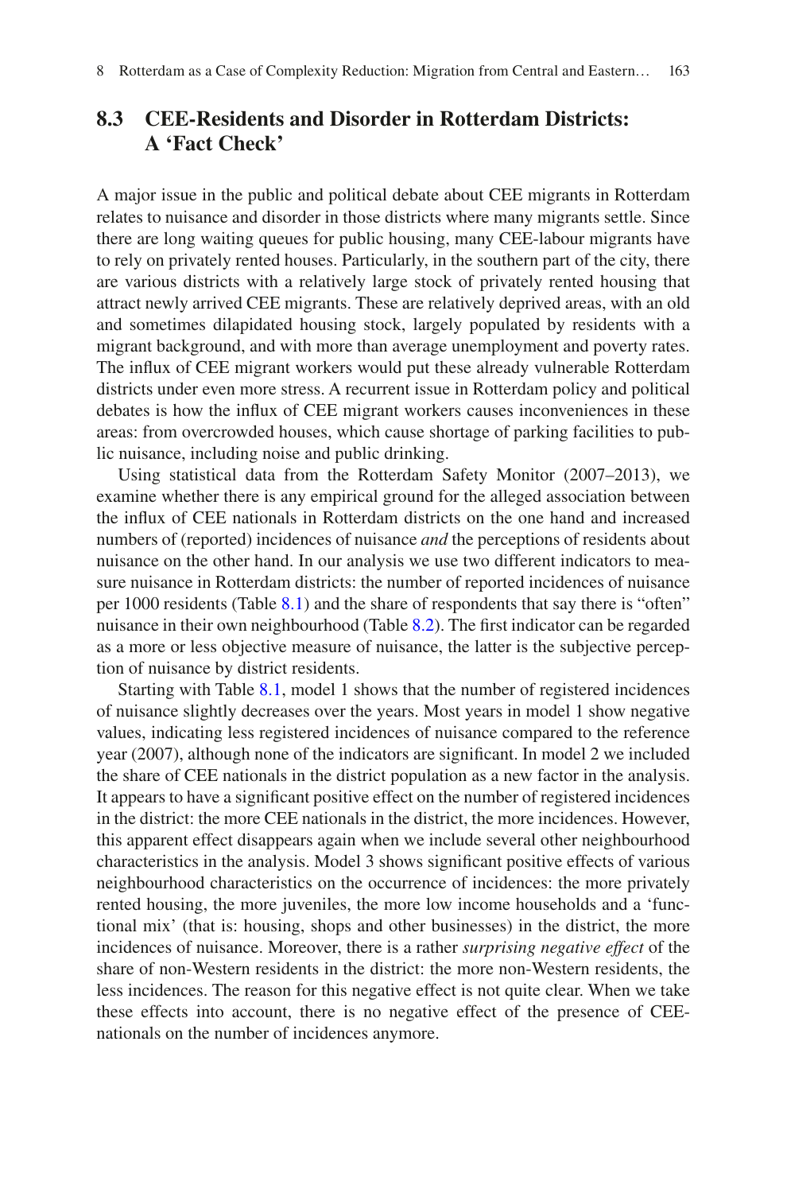## 8.3 CEE-Residents and Disorder in Rotterdam Districts: A 'Fact Check'

A major issue in the public and political debate about CEE migrants in Rotterdam relates to nuisance and disorder in those districts where many migrants settle. Since there are long waiting queues for public housing, many CEE-labour migrants have to rely on privately rented houses. Particularly, in the southern part of the city, there are various districts with a relatively large stock of privately rented housing that attract newly arrived CEE migrants. These are relatively deprived areas, with an old and sometimes dilapidated housing stock, largely populated by residents with a migrant background, and with more than average unemployment and poverty rates. The influx of CEE migrant workers would put these already vulnerable Rotterdam districts under even more stress. A recurrent issue in Rotterdam policy and political debates is how the influx of CEE migrant workers causes inconveniences in these areas: from overcrowded houses, which cause shortage of parking facilities to public nuisance, including noise and public drinking.

Using statistical data from the Rotterdam Safety Monitor (2007–2013), we examine whether there is any empirical ground for the alleged association between the influx of CEE nationals in Rotterdam districts on the one hand and increased numbers of (reported) incidences of nuisance *and* the perceptions of residents about nuisance on the other hand. In our analysis we use two different indicators to measure nuisance in Rotterdam districts: the number of reported incidences of nuisance per 1000 residents (Table 8.1) and the share of respondents that say there is "often" nuisance in their own neighbourhood (Table 8.2). The first indicator can be regarded as a more or less objective measure of nuisance, the latter is the subjective perception of nuisance by district residents.

Starting with Table 8.1, model 1 shows that the number of registered incidences of nuisance slightly decreases over the years. Most years in model 1 show negative values, indicating less registered incidences of nuisance compared to the reference year (2007), although none of the indicators are significant. In model 2 we included the share of CEE nationals in the district population as a new factor in the analysis. It appears to have a significant positive effect on the number of registered incidences in the district: the more CEE nationals in the district, the more incidences. However, this apparent effect disappears again when we include several other neighbourhood characteristics in the analysis. Model 3 shows significant positive effects of various neighbourhood characteristics on the occurrence of incidences: the more privately rented housing, the more juveniles, the more low income households and a 'functional mix' (that is: housing, shops and other businesses) in the district, the more incidences of nuisance. Moreover, there is a rather *surprising negative effect* of the share of non-Western residents in the district: the more non-Western residents, the less incidences. The reason for this negative effect is not quite clear. When we take these effects into account, there is no negative effect of the presence of CEE-nationals on the number of incidences anymore.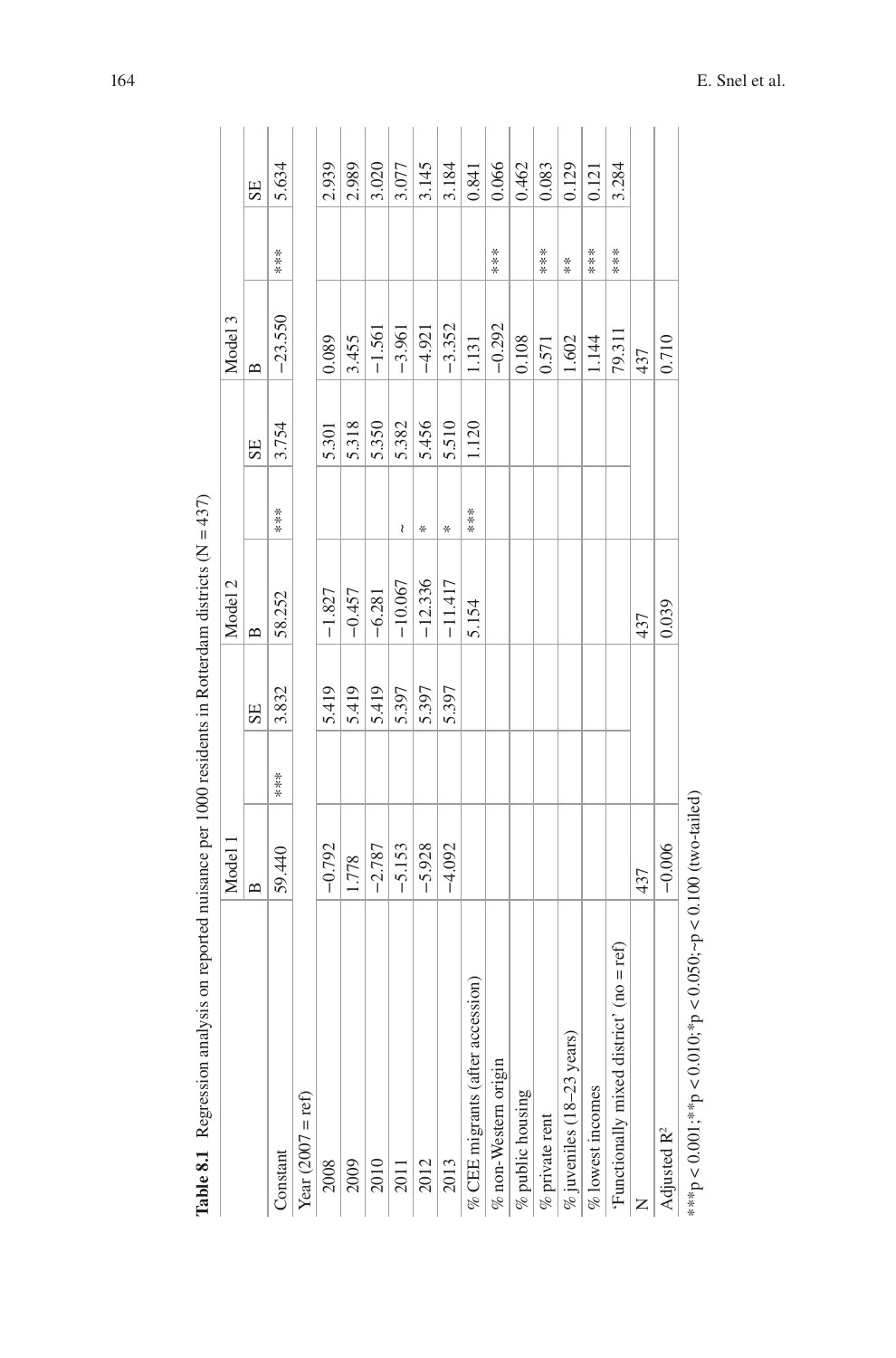**Table 8.1** Regression analysis on reported nuisance per 1000 residents in Rotterdam districts (N = 437)

| | Model 1 | | | Model 2 | | | Model 3 | | |
|---|---|---|---|---|---|---|---|---|---|
| | B | | SE | B | | SE | B | | SE |
| Constant | 59.440 | *** | 3.832 | 58.252 | *** | 3.754 | −23.550 | *** | 5.634 |
| Year (2007 = ref) | | | | | | | | | |
| 2008 | −0.792 | | 5.419 | −1.827 | | 5.301 | 0.089 | | 2.939 |
| 2009 | 1.778 | | 5.419 | −0.457 | | 5.318 | 3.455 | | 2.989 |
| 2010 | −2.787 | | 5.419 | −6.281 | | 5.350 | −1.561 | | 3.020 |
| 2011 | −5.153 | | 5.397 | −10.067 | ~ | 5.382 | −3.961 | | 3.077 |
| 2012 | −5.928 | | 5.397 | −12.336 | * | 5.456 | −4.921 | | 3.145 |
| 2013 | −4.092 | | 5.397 | −11.417 | * | 5.510 | −3.352 | | 3.184 |
| % CEE migrants (after accession) | | | | 5.154 | *** | 1.120 | 1.131 | | 0.841 |
| % non-Western origin | | | | | | | −0.292 | *** | 0.066 |
| % public housing | | | | | | | 0.108 | | 0.462 |
| % private rent | | | | | | | 0.571 | *** | 0.083 |
| % juveniles (18–23 years) | | | | | | | 1.602 | ** | 0.129 |
| % lowest incomes | | | | | | | 1.144 | *** | 0.121 |
| 'Functionally mixed district' (no = ref) | | | | | | | 79.311 | *** | 3.284 |
| N | 437 | | | 437 | | | 437 | | |
| Adjusted $R^2$ | −0.006 | | | 0.039 | | | 0.710 | | |

***$p < 0.001$; **$p < 0.010$; *$p < 0.050$; ~$p < 0.100$ (two-tailed)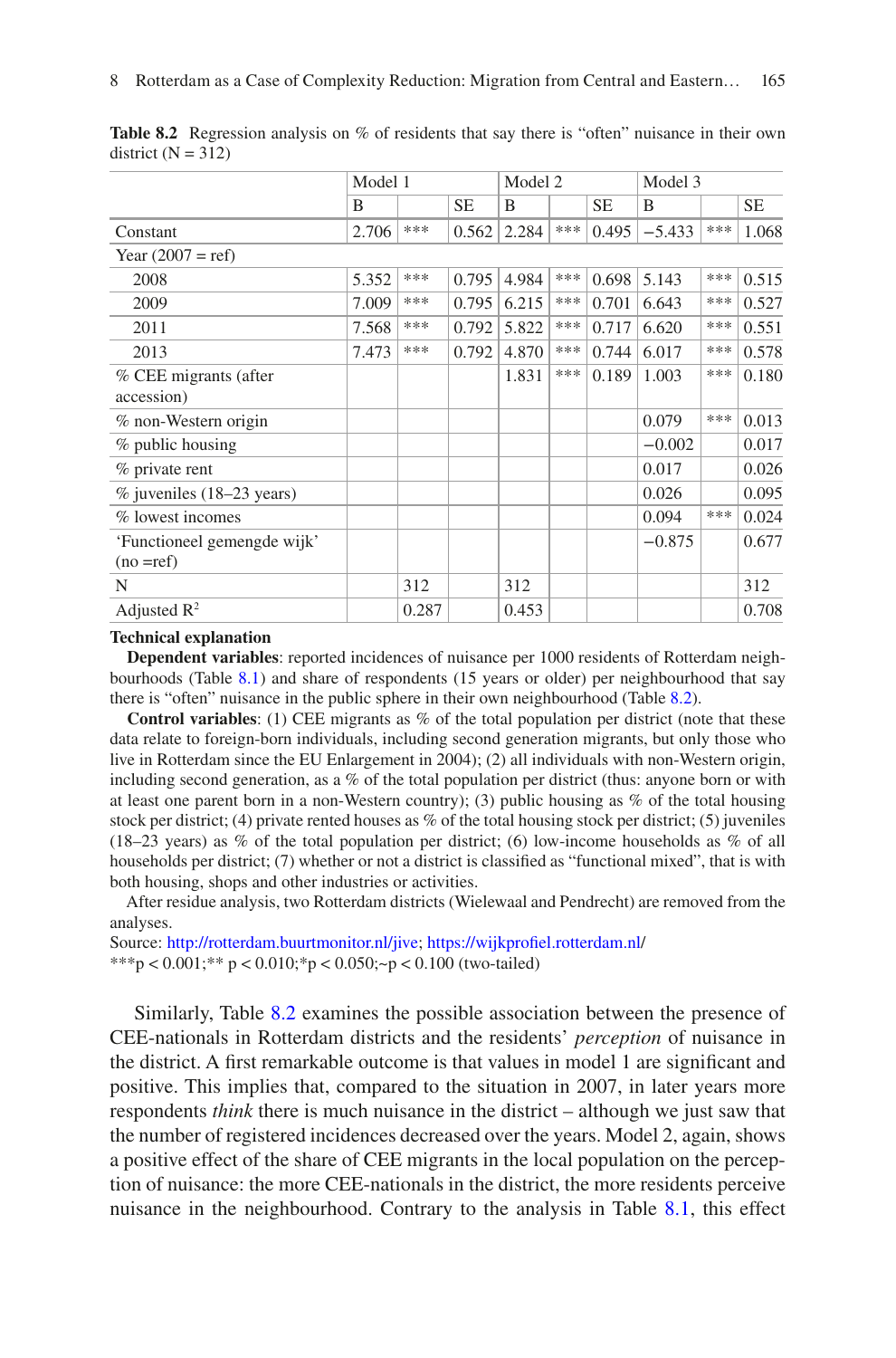**Table 8.2** Regression analysis on % of residents that say there is "often" nuisance in their own district (N = 312)

| | Model 1 | | | Model 2 | | | Model 3 | | |
|---|---|---|---|---|---|---|---|---|---|
| | B | | SE | B | | SE | B | | SE |
| Constant | 2.706 | *** | 0.562 | 2.284 | *** | 0.495 | −5.433 | *** | 1.068 |
| Year (2007 = ref) | | | | | | | | | |
| 2008 | 5.352 | *** | 0.795 | 4.984 | *** | 0.698 | 5.143 | *** | 0.515 |
| 2009 | 7.009 | *** | 0.795 | 6.215 | *** | 0.701 | 6.643 | *** | 0.527 |
| 2011 | 7.568 | *** | 0.792 | 5.822 | *** | 0.717 | 6.620 | *** | 0.551 |
| 2013 | 7.473 | *** | 0.792 | 4.870 | *** | 0.744 | 6.017 | *** | 0.578 |
| % CEE migrants (after accession) | | | | 1.831 | *** | 0.189 | 1.003 | *** | 0.180 |
| % non-Western origin | | | | | | | 0.079 | *** | 0.013 |
| % public housing | | | | | | | −0.002 | | 0.017 |
| % private rent | | | | | | | 0.017 | | 0.026 |
| % juveniles (18–23 years) | | | | | | | 0.026 | | 0.095 |
| % lowest incomes | | | | | | | 0.094 | *** | 0.024 |
| 'Functioneel gemengde wijk' (no =ref) | | | | | | | −0.875 | | 0.677 |
| N | | 312 | | 312 | | | | | 312 |
| Adjusted $R^2$ | | 0.287 | | 0.453 | | | | | 0.708 |

**Technical explanation**

**Dependent variables**: reported incidences of nuisance per 1000 residents of Rotterdam neighbourhoods (Table 8.1) and share of respondents (15 years or older) per neighbourhood that say there is "often" nuisance in the public sphere in their own neighbourhood (Table 8.2).

**Control variables**: (1) CEE migrants as % of the total population per district (note that these data relate to foreign-born individuals, including second generation migrants, but only those who live in Rotterdam since the EU Enlargement in 2004); (2) all individuals with non-Western origin, including second generation, as a % of the total population per district (thus: anyone born or with at least one parent born in a non-Western country); (3) public housing as % of the total housing stock per district; (4) private rented houses as % of the total housing stock per district; (5) juveniles (18–23 years) as % of the total population per district; (6) low-income households as % of all households per district; (7) whether or not a district is classified as "functional mixed", that is with both housing, shops and other industries or activities.

After residue analysis, two Rotterdam districts (Wielewaal and Pendrecht) are removed from the analyses.

Source: http://rotterdam.buurtmonitor.nl/jive; https://wijkprofiel.rotterdam.nl/

***p < 0.001;** p < 0.010;*p < 0.050;~p < 0.100 (two-tailed)

Similarly, Table 8.2 examines the possible association between the presence of CEE-nationals in Rotterdam districts and the residents' *perception* of nuisance in the district. A first remarkable outcome is that values in model 1 are significant and positive. This implies that, compared to the situation in 2007, in later years more respondents *think* there is much nuisance in the district – although we just saw that the number of registered incidences decreased over the years. Model 2, again, shows a positive effect of the share of CEE migrants in the local population on the perception of nuisance: the more CEE-nationals in the district, the more residents perceive nuisance in the neighbourhood. Contrary to the analysis in Table 8.1, this effect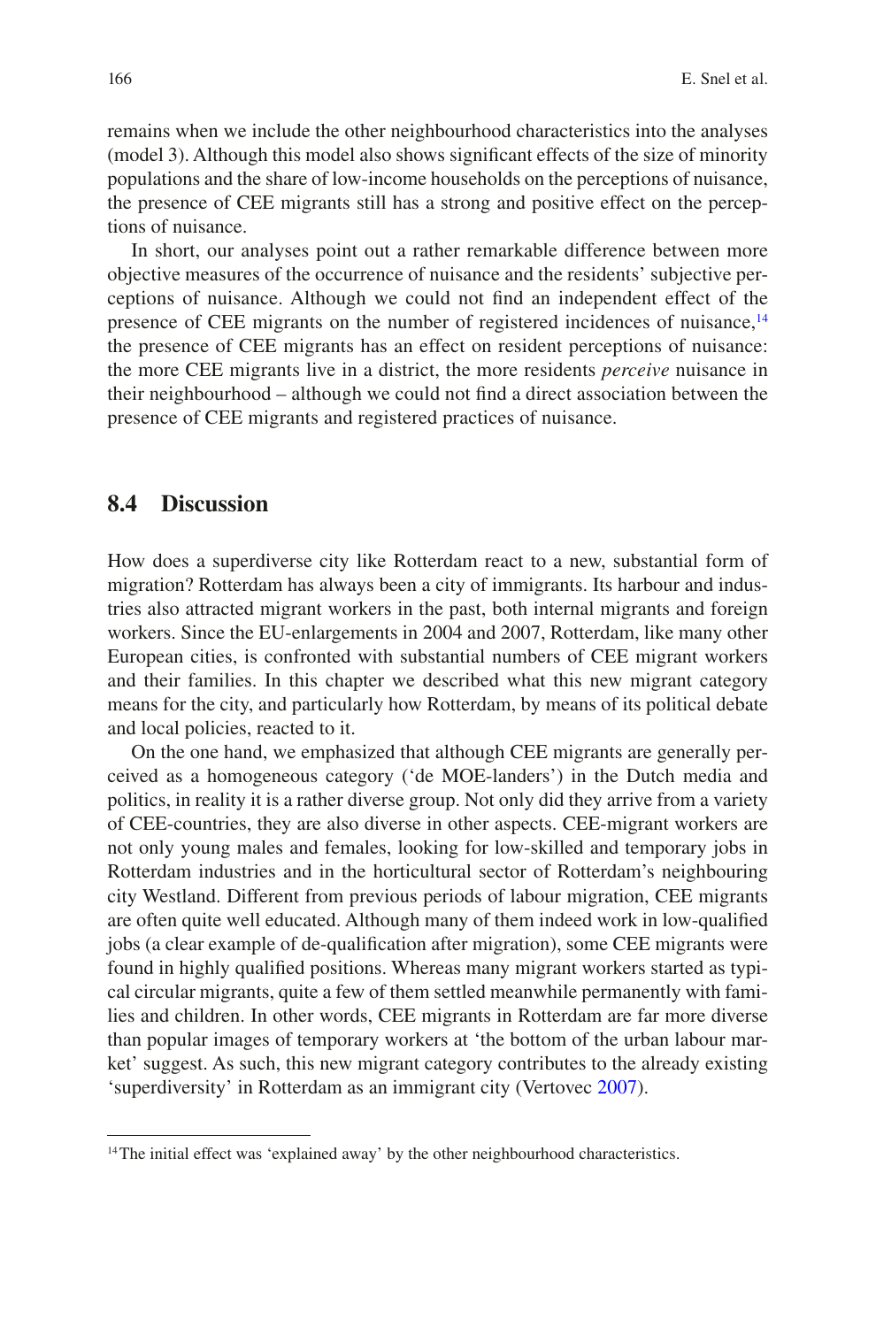remains when we include the other neighbourhood characteristics into the analyses (model 3). Although this model also shows significant effects of the size of minority populations and the share of low-income households on the perceptions of nuisance, the presence of CEE migrants still has a strong and positive effect on the perceptions of nuisance.

In short, our analyses point out a rather remarkable difference between more objective measures of the occurrence of nuisance and the residents' subjective perceptions of nuisance. Although we could not find an independent effect of the presence of CEE migrants on the number of registered incidences of nuisance,[14] the presence of CEE migrants has an effect on resident perceptions of nuisance: the more CEE migrants live in a district, the more residents *perceive* nuisance in their neighbourhood – although we could not find a direct association between the presence of CEE migrants and registered practices of nuisance.

## 8.4 Discussion

How does a superdiverse city like Rotterdam react to a new, substantial form of migration? Rotterdam has always been a city of immigrants. Its harbour and industries also attracted migrant workers in the past, both internal migrants and foreign workers. Since the EU-enlargements in 2004 and 2007, Rotterdam, like many other European cities, is confronted with substantial numbers of CEE migrant workers and their families. In this chapter we described what this new migrant category means for the city, and particularly how Rotterdam, by means of its political debate and local policies, reacted to it.

On the one hand, we emphasized that although CEE migrants are generally perceived as a homogeneous category ('de MOE-landers') in the Dutch media and politics, in reality it is a rather diverse group. Not only did they arrive from a variety of CEE-countries, they are also diverse in other aspects. CEE-migrant workers are not only young males and females, looking for low-skilled and temporary jobs in Rotterdam industries and in the horticultural sector of Rotterdam's neighbouring city Westland. Different from previous periods of labour migration, CEE migrants are often quite well educated. Although many of them indeed work in low-qualified jobs (a clear example of de-qualification after migration), some CEE migrants were found in highly qualified positions. Whereas many migrant workers started as typical circular migrants, quite a few of them settled meanwhile permanently with families and children. In other words, CEE migrants in Rotterdam are far more diverse than popular images of temporary workers at 'the bottom of the urban labour market' suggest. As such, this new migrant category contributes to the already existing 'superdiversity' in Rotterdam as an immigrant city (Vertovec 2007).

[14] The initial effect was 'explained away' by the other neighbourhood characteristics.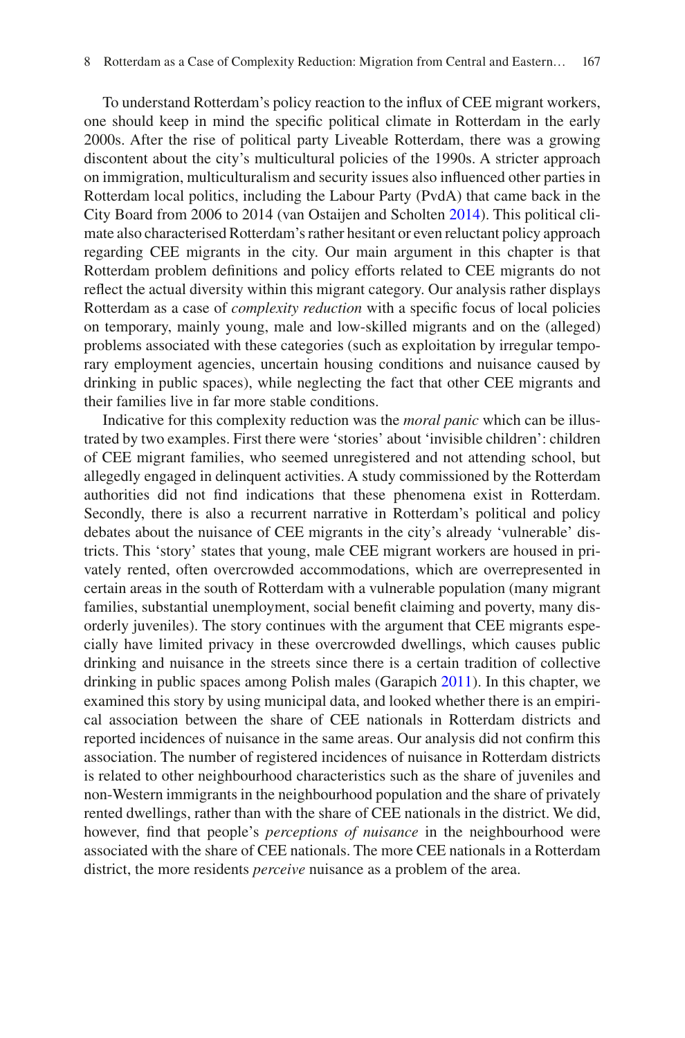To understand Rotterdam's policy reaction to the influx of CEE migrant workers, one should keep in mind the specific political climate in Rotterdam in the early 2000s. After the rise of political party Liveable Rotterdam, there was a growing discontent about the city's multicultural policies of the 1990s. A stricter approach on immigration, multiculturalism and security issues also influenced other parties in Rotterdam local politics, including the Labour Party (PvdA) that came back in the City Board from 2006 to 2014 (van Ostaijen and Scholten 2014). This political climate also characterised Rotterdam's rather hesitant or even reluctant policy approach regarding CEE migrants in the city. Our main argument in this chapter is that Rotterdam problem definitions and policy efforts related to CEE migrants do not reflect the actual diversity within this migrant category. Our analysis rather displays Rotterdam as a case of *complexity reduction* with a specific focus of local policies on temporary, mainly young, male and low-skilled migrants and on the (alleged) problems associated with these categories (such as exploitation by irregular temporary employment agencies, uncertain housing conditions and nuisance caused by drinking in public spaces), while neglecting the fact that other CEE migrants and their families live in far more stable conditions.

Indicative for this complexity reduction was the *moral panic* which can be illustrated by two examples. First there were 'stories' about 'invisible children': children of CEE migrant families, who seemed unregistered and not attending school, but allegedly engaged in delinquent activities. A study commissioned by the Rotterdam authorities did not find indications that these phenomena exist in Rotterdam. Secondly, there is also a recurrent narrative in Rotterdam's political and policy debates about the nuisance of CEE migrants in the city's already 'vulnerable' districts. This 'story' states that young, male CEE migrant workers are housed in privately rented, often overcrowded accommodations, which are overrepresented in certain areas in the south of Rotterdam with a vulnerable population (many migrant families, substantial unemployment, social benefit claiming and poverty, many disorderly juveniles). The story continues with the argument that CEE migrants especially have limited privacy in these overcrowded dwellings, which causes public drinking and nuisance in the streets since there is a certain tradition of collective drinking in public spaces among Polish males (Garapich 2011). In this chapter, we examined this story by using municipal data, and looked whether there is an empirical association between the share of CEE nationals in Rotterdam districts and reported incidences of nuisance in the same areas. Our analysis did not confirm this association. The number of registered incidences of nuisance in Rotterdam districts is related to other neighbourhood characteristics such as the share of juveniles and non-Western immigrants in the neighbourhood population and the share of privately rented dwellings, rather than with the share of CEE nationals in the district. We did, however, find that people's *perceptions of nuisance* in the neighbourhood were associated with the share of CEE nationals. The more CEE nationals in a Rotterdam district, the more residents *perceive* nuisance as a problem of the area.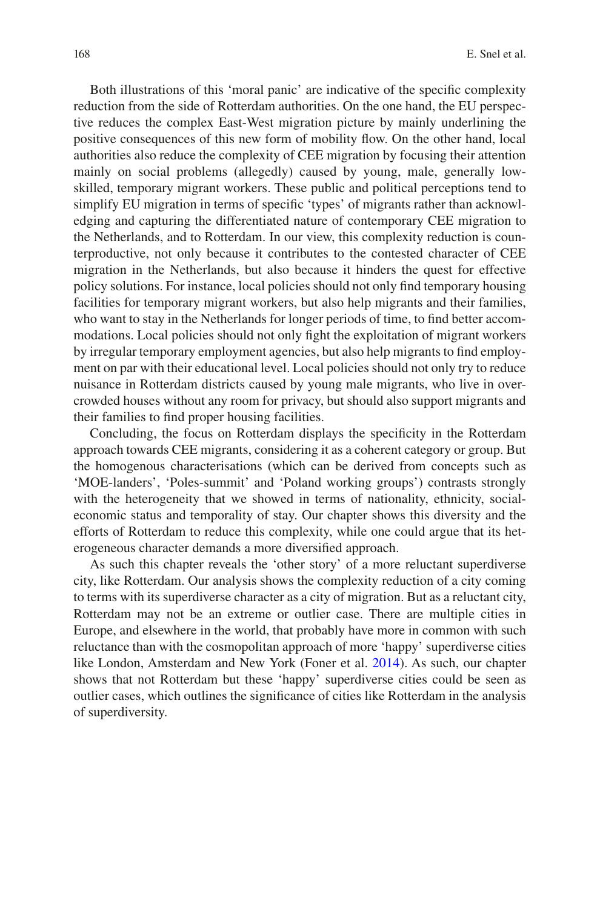Both illustrations of this ‘moral panic’ are indicative of the specific complexity reduction from the side of Rotterdam authorities. On the one hand, the EU perspective reduces the complex East-West migration picture by mainly underlining the positive consequences of this new form of mobility flow. On the other hand, local authorities also reduce the complexity of CEE migration by focusing their attention mainly on social problems (allegedly) caused by young, male, generally low-skilled, temporary migrant workers. These public and political perceptions tend to simplify EU migration in terms of specific ‘types’ of migrants rather than acknowledging and capturing the differentiated nature of contemporary CEE migration to the Netherlands, and to Rotterdam. In our view, this complexity reduction is counterproductive, not only because it contributes to the contested character of CEE migration in the Netherlands, but also because it hinders the quest for effective policy solutions. For instance, local policies should not only find temporary housing facilities for temporary migrant workers, but also help migrants and their families, who want to stay in the Netherlands for longer periods of time, to find better accommodations. Local policies should not only fight the exploitation of migrant workers by irregular temporary employment agencies, but also help migrants to find employment on par with their educational level. Local policies should not only try to reduce nuisance in Rotterdam districts caused by young male migrants, who live in overcrowded houses without any room for privacy, but should also support migrants and their families to find proper housing facilities.

Concluding, the focus on Rotterdam displays the specificity in the Rotterdam approach towards CEE migrants, considering it as a coherent category or group. But the homogenous characterisations (which can be derived from concepts such as ‘MOE-landers’, ‘Poles-summit’ and ‘Poland working groups’) contrasts strongly with the heterogeneity that we showed in terms of nationality, ethnicity, social-economic status and temporality of stay. Our chapter shows this diversity and the efforts of Rotterdam to reduce this complexity, while one could argue that its heterogeneous character demands a more diversified approach.

As such this chapter reveals the ‘other story’ of a more reluctant superdiverse city, like Rotterdam. Our analysis shows the complexity reduction of a city coming to terms with its superdiverse character as a city of migration. But as a reluctant city, Rotterdam may not be an extreme or outlier case. There are multiple cities in Europe, and elsewhere in the world, that probably have more in common with such reluctance than with the cosmopolitan approach of more ‘happy’ superdiverse cities like London, Amsterdam and New York (Foner et al. 2014). As such, our chapter shows that not Rotterdam but these ‘happy’ superdiverse cities could be seen as outlier cases, which outlines the significance of cities like Rotterdam in the analysis of superdiversity.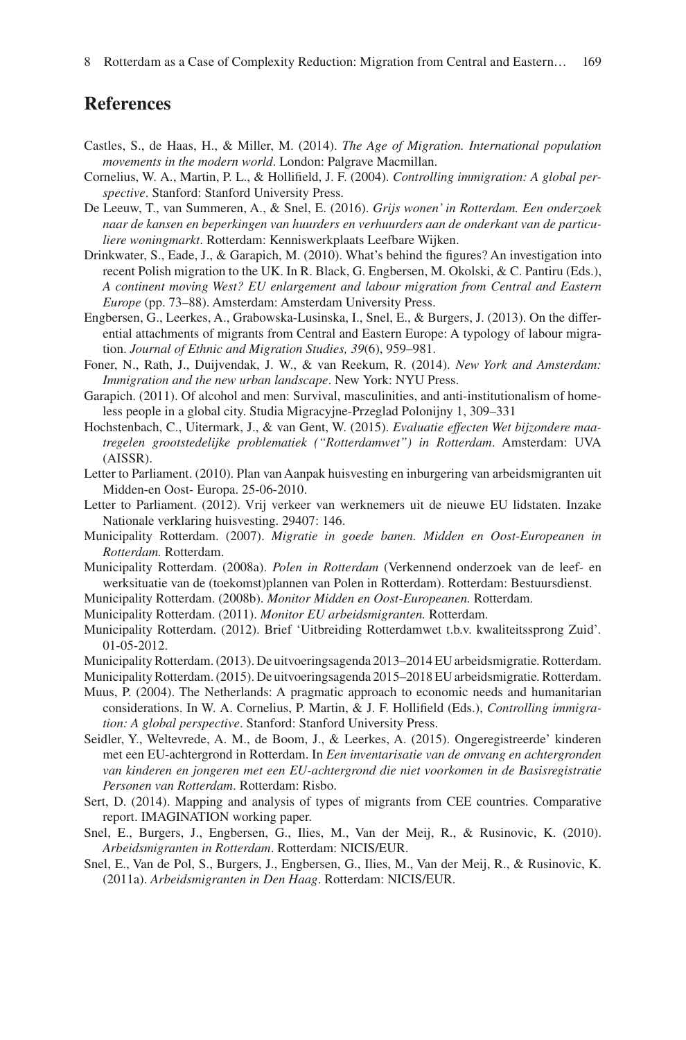## References

Castles, S., de Haas, H., & Miller, M. (2014). *The Age of Migration. International population movements in the modern world*. London: Palgrave Macmillan.

Cornelius, W. A., Martin, P. L., & Hollifield, J. F. (2004). *Controlling immigration: A global perspective*. Stanford: Stanford University Press.

De Leeuw, T., van Summeren, A., & Snel, E. (2016). *Grijs wonen' in Rotterdam. Een onderzoek naar de kansen en beperkingen van huurders en verhuurders aan de onderkant van de particuliere woningmarkt*. Rotterdam: Kenniswerkplaats Leefbare Wijken.

Drinkwater, S., Eade, J., & Garapich, M. (2010). What's behind the figures? An investigation into recent Polish migration to the UK. In R. Black, G. Engbersen, M. Okolski, & C. Pantiru (Eds.), *A continent moving West? EU enlargement and labour migration from Central and Eastern Europe* (pp. 73–88). Amsterdam: Amsterdam University Press.

Engbersen, G., Leerkes, A., Grabowska-Lusinska, I., Snel, E., & Burgers, J. (2013). On the differential attachments of migrants from Central and Eastern Europe: A typology of labour migration. *Journal of Ethnic and Migration Studies, 39*(6), 959–981.

Foner, N., Rath, J., Duijvendak, J. W., & van Reekum, R. (2014). *New York and Amsterdam: Immigration and the new urban landscape*. New York: NYU Press.

Garapich. (2011). Of alcohol and men: Survival, masculinities, and anti-institutionalism of homeless people in a global city. Studia Migracyjne-Przeglad Polonijny 1, 309–331

Hochstenbach, C., Uitermark, J., & van Gent, W. (2015). *Evaluatie effecten Wet bijzondere maatregelen grootstedelijke problematiek ("Rotterdamwet") in Rotterdam*. Amsterdam: UVA (AISSR).

Letter to Parliament. (2010). Plan van Aanpak huisvesting en inburgering van arbeidsmigranten uit Midden-en Oost- Europa. 25-06-2010.

Letter to Parliament. (2012). Vrij verkeer van werknemers uit de nieuwe EU lidstaten. Inzake Nationale verklaring huisvesting. 29407: 146.

Municipality Rotterdam. (2007). *Migratie in goede banen. Midden en Oost-Europeanen in Rotterdam.* Rotterdam.

Municipality Rotterdam. (2008a). *Polen in Rotterdam* (Verkennend onderzoek van de leef- en werksituatie van de (toekomst)plannen van Polen in Rotterdam). Rotterdam: Bestuursdienst.

Municipality Rotterdam. (2008b). *Monitor Midden en Oost-Europeanen.* Rotterdam.

Municipality Rotterdam. (2011). *Monitor EU arbeidsmigranten.* Rotterdam.

Municipality Rotterdam. (2012). Brief 'Uitbreiding Rotterdamwet t.b.v. kwaliteitssprong Zuid'. 01-05-2012.

Municipality Rotterdam. (2013). De uitvoeringsagenda 2013–2014 EU arbeidsmigratie*.* Rotterdam.

Municipality Rotterdam. (2015). De uitvoeringsagenda 2015–2018 EU arbeidsmigratie*.* Rotterdam.

Muus, P. (2004). The Netherlands: A pragmatic approach to economic needs and humanitarian considerations. In W. A. Cornelius, P. Martin, & J. F. Hollifield (Eds.), *Controlling immigration: A global perspective*. Stanford: Stanford University Press.

Seidler, Y., Weltevrede, A. M., de Boom, J., & Leerkes, A. (2015). Ongeregistreerde' kinderen met een EU-achtergrond in Rotterdam. In *Een inventarisatie van de omvang en achtergronden van kinderen en jongeren met een EU-achtergrond die niet voorkomen in de Basisregistratie Personen van Rotterdam*. Rotterdam: Risbo.

Sert, D. (2014). Mapping and analysis of types of migrants from CEE countries. Comparative report. IMAGINATION working paper.

Snel, E., Burgers, J., Engbersen, G., Ilies, M., Van der Meij, R., & Rusinovic, K. (2010). *Arbeidsmigranten in Rotterdam*. Rotterdam: NICIS/EUR.

Snel, E., Van de Pol, S., Burgers, J., Engbersen, G., Ilies, M., Van der Meij, R., & Rusinovic, K. (2011a). *Arbeidsmigranten in Den Haag*. Rotterdam: NICIS/EUR.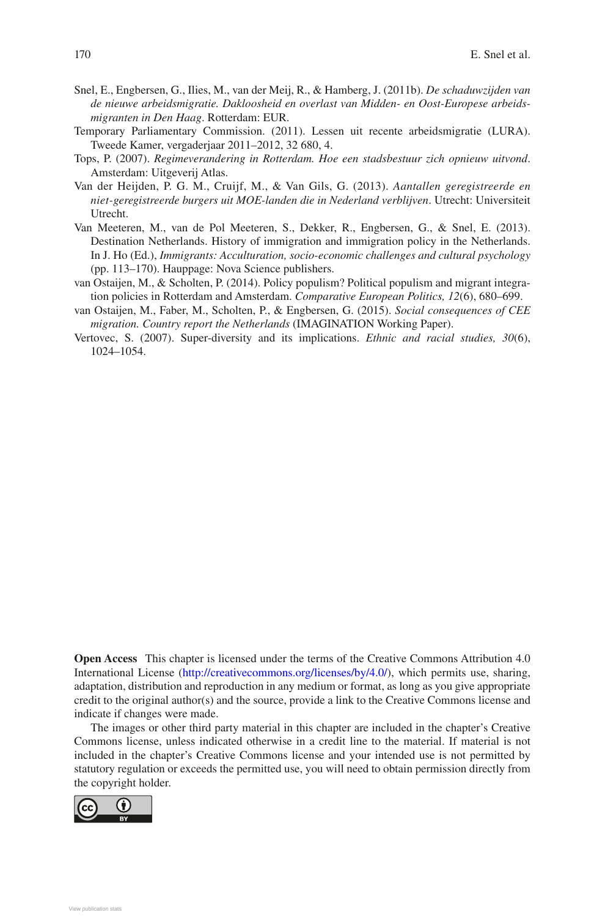Snel, E., Engbersen, G., Ilies, M., van der Meij, R., & Hamberg, J. (2011b). *De schaduwzijden van de nieuwe arbeidsmigratie. Dakloosheid en overlast van Midden- en Oost-Europese arbeidsmigranten in Den Haag*. Rotterdam: EUR.

Temporary Parliamentary Commission. (2011). Lessen uit recente arbeidsmigratie (LURA). Tweede Kamer, vergaderjaar 2011–2012, 32 680, 4.

Tops, P. (2007). *Regimeverandering in Rotterdam. Hoe een stadsbestuur zich opnieuw uitvond*. Amsterdam: Uitgeverij Atlas.

Van der Heijden, P. G. M., Cruijf, M., & Van Gils, G. (2013). *Aantallen geregistreerde en niet-geregistreerde burgers uit MOE-landen die in Nederland verblijven*. Utrecht: Universiteit Utrecht.

Van Meeteren, M., van de Pol Meeteren, S., Dekker, R., Engbersen, G., & Snel, E. (2013). Destination Netherlands. History of immigration and immigration policy in the Netherlands. In J. Ho (Ed.), *Immigrants: Acculturation, socio-economic challenges and cultural psychology* (pp. 113–170). Hauppage: Nova Science publishers.

van Ostaijen, M., & Scholten, P. (2014). Policy populism? Political populism and migrant integration policies in Rotterdam and Amsterdam. *Comparative European Politics, 12*(6), 680–699.

van Ostaijen, M., Faber, M., Scholten, P., & Engbersen, G. (2015). *Social consequences of CEE migration. Country report the Netherlands* (IMAGINATION Working Paper).

Vertovec, S. (2007). Super-diversity and its implications. *Ethnic and racial studies, 30*(6), 1024–1054.

**Open Access** This chapter is licensed under the terms of the Creative Commons Attribution 4.0 International License (http://creativecommons.org/licenses/by/4.0/), which permits use, sharing, adaptation, distribution and reproduction in any medium or format, as long as you give appropriate credit to the original author(s) and the source, provide a link to the Creative Commons license and indicate if changes were made.

The images or other third party material in this chapter are included in the chapter's Creative Commons license, unless indicated otherwise in a credit line to the material. If material is not included in the chapter's Creative Commons license and your intended use is not permitted by statutory regulation or exceeds the permitted use, you will need to obtain permission directly from the copyright holder.